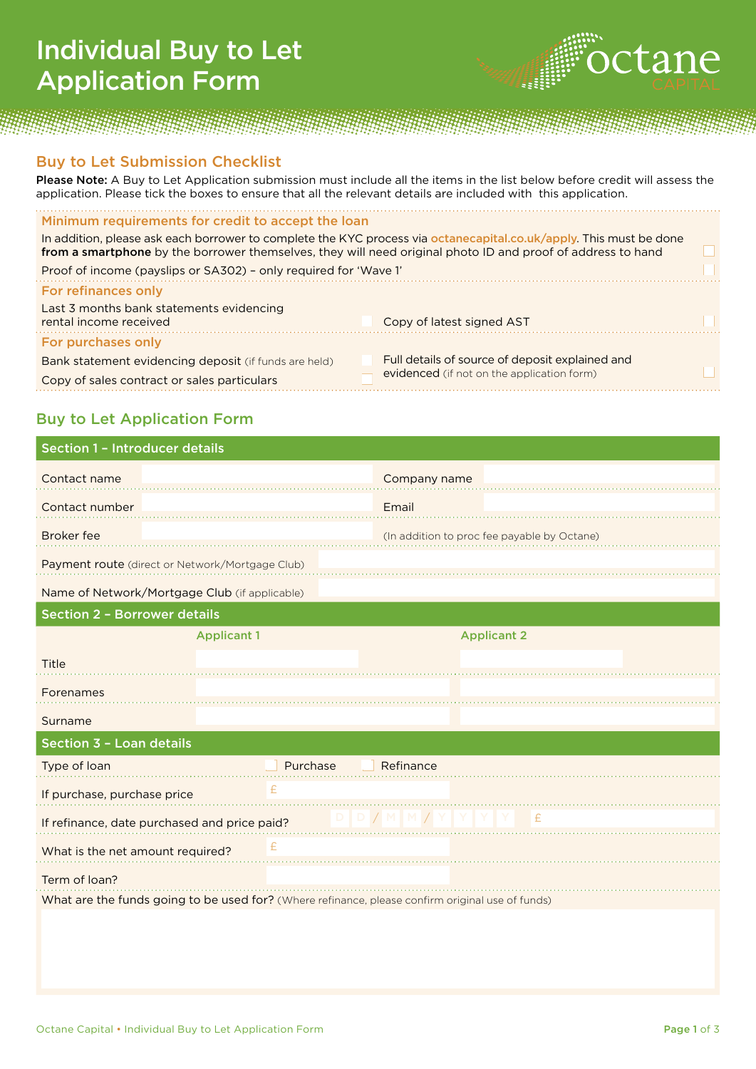# Individual Buy to Let Application Form

octane CAPITAL

## Buy to Let Submission Checklist

**Please Note:** A Buy to Let Application submission must include all the items in the list below before credit will assess the application. Please tick the boxes to ensure that all the relevant details are included with this application.

### Minimum requirements for credit to accept the loan

- [ ] In addition, please ask each borrower to complete the KYC process via octanecapital.co.uk/apply. This must be done **from a smartphone** by the borrower themselves, they will need original photo ID and proof of address to hand
- [ ] Proof of income (payslips or SA302) – only required for 'Wave 1'

### For refinances only

- [ ] Last 3 months bank statements evidencing rental income received
- [ ] Copy of latest signed AST

### For purchases only

- [ ] Bank statement evidencing deposit (if funds are held)
- [ ] Copy of sales contract or sales particulars
- [ ] Full details of source of deposit explained and evidenced (if not on the application form)

## Buy to Let Application Form

### Section 1 – Introducer details

| | | | |
|---|---|---|---|
| Contact name | | Company name | |
| Contact number | | Email | |
| Broker fee | | (In addition to proc fee payable by Octane) | |
| Payment route (direct or Network/Mortgage Club) | | | |
| Name of Network/Mortgage Club (if applicable) | | | |

### Section 2 – Borrower details

| | Applicant 1 | Applicant 2 |
|---|---|---|
| Title | | |
| Forenames | | |
| Surname | | |

### Section 3 – Loan details

| | |
|---|---|
| Type of loan | ☐ Purchase ☐ Refinance |
| If purchase, purchase price | £ |
| If refinance, date purchased and price paid? | D D / M M / Y Y Y Y £ |
| What is the net amount required? | £ |
| Term of loan? | |

What are the funds going to be used for? (Where refinance, please confirm original use of funds)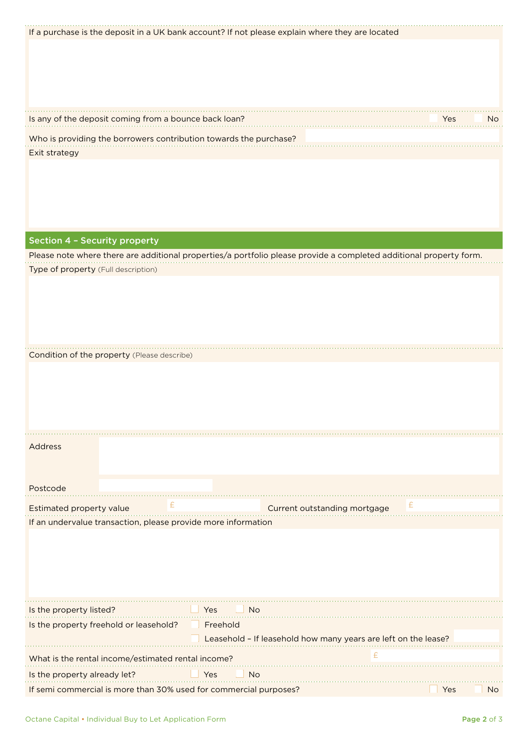If a purchase is the deposit in a UK bank account? If not please explain where they are located

Is any of the deposit coming from a bounce back loan? ☐ Yes ☐ No

Who is providing the borrowers contribution towards the purchase?

Exit strategy

## Section 4 – Security property

Please note where there are additional properties/a portfolio please provide a completed additional property form.

Type of property (Full description)

Condition of the property (Please describe)

Address

Postcode

Estimated property value £ Current outstanding mortgage £

If an undervalue transaction, please provide more information

Is the property listed? ☐ Yes ☐ No

Is the property freehold or leasehold? ☐ Freehold

☐ Leasehold – If leasehold how many years are left on the lease?

What is the rental income/estimated rental income? £

Is the property already let? ☐ Yes ☐ No

If semi commercial is more than 30% used for commercial purposes? ☐ Yes ☐ No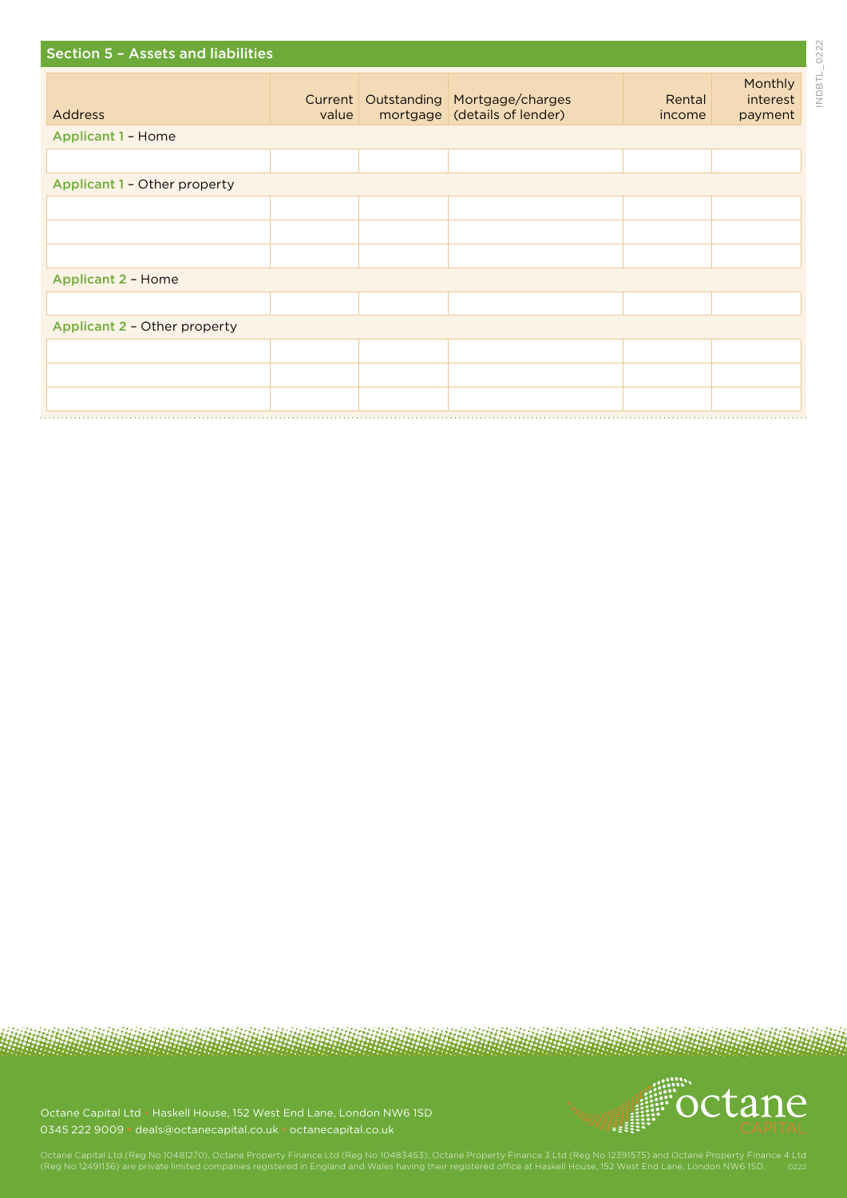## Section 5 – Assets and liabilities

| Address | Current value | Outstanding mortgage | Mortgage/charges (details of lender) | Rental income | Monthly interest payment |
|---|---|---|---|---|---|
| **Applicant 1** – Home | | | | | |
| | | | | | |
| **Applicant 1** – Other property | | | | | |
| | | | | | |
| | | | | | |
| | | | | | |
| **Applicant 2** – Home | | | | | |
| | | | | | |
| **Applicant 2** – Other property | | | | | |
| | | | | | |
| | | | | | |
| | | | | | |

Octane Capital Ltd • Haskell House, 152 West End Lane, London NW6 1SD
0345 222 9009 • deals@octanecapital.co.uk • octanecapital.co.uk

octane CAPITAL

Octane Capital Ltd (Reg No 10481270), Octane Property Finance Ltd (Reg No 10483453), Octane Property Finance 3 Ltd (Reg No 12391575) and Octane Property Finance 4 Ltd (Reg No 12491136) are private limited companies registered in England and Wales having their registered office at Haskell House, 152 West End Lane, London NW6 1SD. 0222